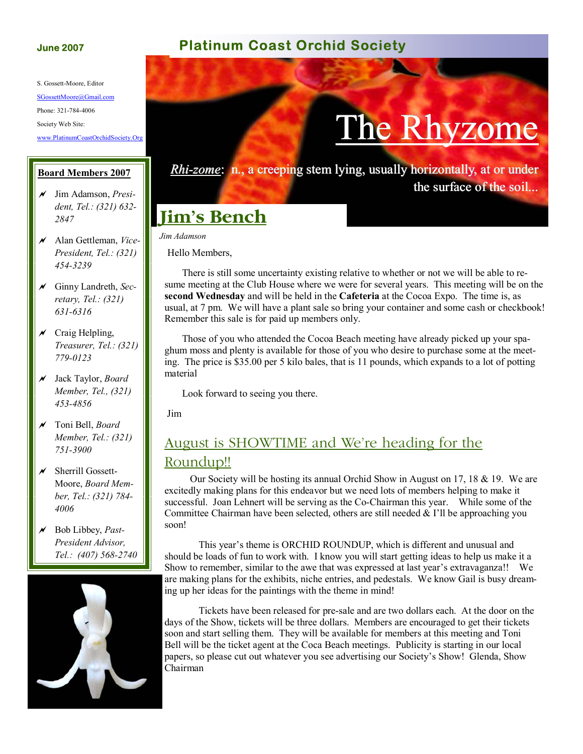June 2007

# Platinum Coast Orchid Society

S. Gossett-Moore, Editor

SGossettMoore@Gmail.com

Phone: 321-784-4006

Society Web Site:

www.PlatinumCoastOrchidSociety.Org

**Board Members 2007**

- Jim Adamson, *President, Tel.: (321) 632-2847*
- Alan Gettleman, *Vice-President, Tel.: (321) 454-3239*
- Ginny Landreth, *Secretary, Tel.: (321) 631-6316*
- Craig Helpling, *Treasurer, Tel.: (321) 779-0123*
- Jack Taylor, *Board Member, Tel., (321) 453-4856*
- Toni Bell, *Board Member, Tel.: (321) 751-3900*
- Sherrill Gossett-Moore, *Board Member, Tel.: (321) 784-4006*
- Bob Libbey, *Past-President Advisor, Tel.: (407) 568-2740*

# The Rhyzome

***Rhi-zome***: n., a creeping stem lying, usually horizontally, at or under the surface of the soil...

## Jim's Bench

*Jim Adamson*

Hello Members,

There is still some uncertainty existing relative to whether or not we will be able to resume meeting at the Club House where we were for several years. This meeting will be on the **second Wednesday** and will be held in the **Cafeteria** at the Cocoa Expo. The time is, as usual, at 7 pm. We will have a plant sale so bring your container and some cash or checkbook! Remember this sale is for paid up members only.

Those of you who attended the Cocoa Beach meeting have already picked up your spaghum moss and plenty is available for those of you who desire to purchase some at the meeting. The price is $35.00 per 5 kilo bales, that is 11 pounds, which expands to a lot of potting material

Look forward to seeing you there.

Jim

## August is SHOWTIME and We're heading for the Roundup!!

Our Society will be hosting its annual Orchid Show in August on 17, 18 & 19. We are excitedly making plans for this endeavor but we need lots of members helping to make it successful. Joan Lehnert will be serving as the Co-Chairman this year. While some of the Committee Chairman have been selected, others are still needed & I'll be approaching you soon!

This year's theme is ORCHID ROUNDUP, which is different and unusual and should be loads of fun to work with. I know you will start getting ideas to help us make it a Show to remember, similar to the awe that was expressed at last year's extravaganza!! We are making plans for the exhibits, niche entries, and pedestals. We know Gail is busy dreaming up her ideas for the paintings with the theme in mind!

Tickets have been released for pre-sale and are two dollars each. At the door on the days of the Show, tickets will be three dollars. Members are encouraged to get their tickets soon and start selling them. They will be available for members at this meeting and Toni Bell will be the ticket agent at the Coca Beach meetings. Publicity is starting in our local papers, so please cut out whatever you see advertising our Society's Show! Glenda, Show Chairman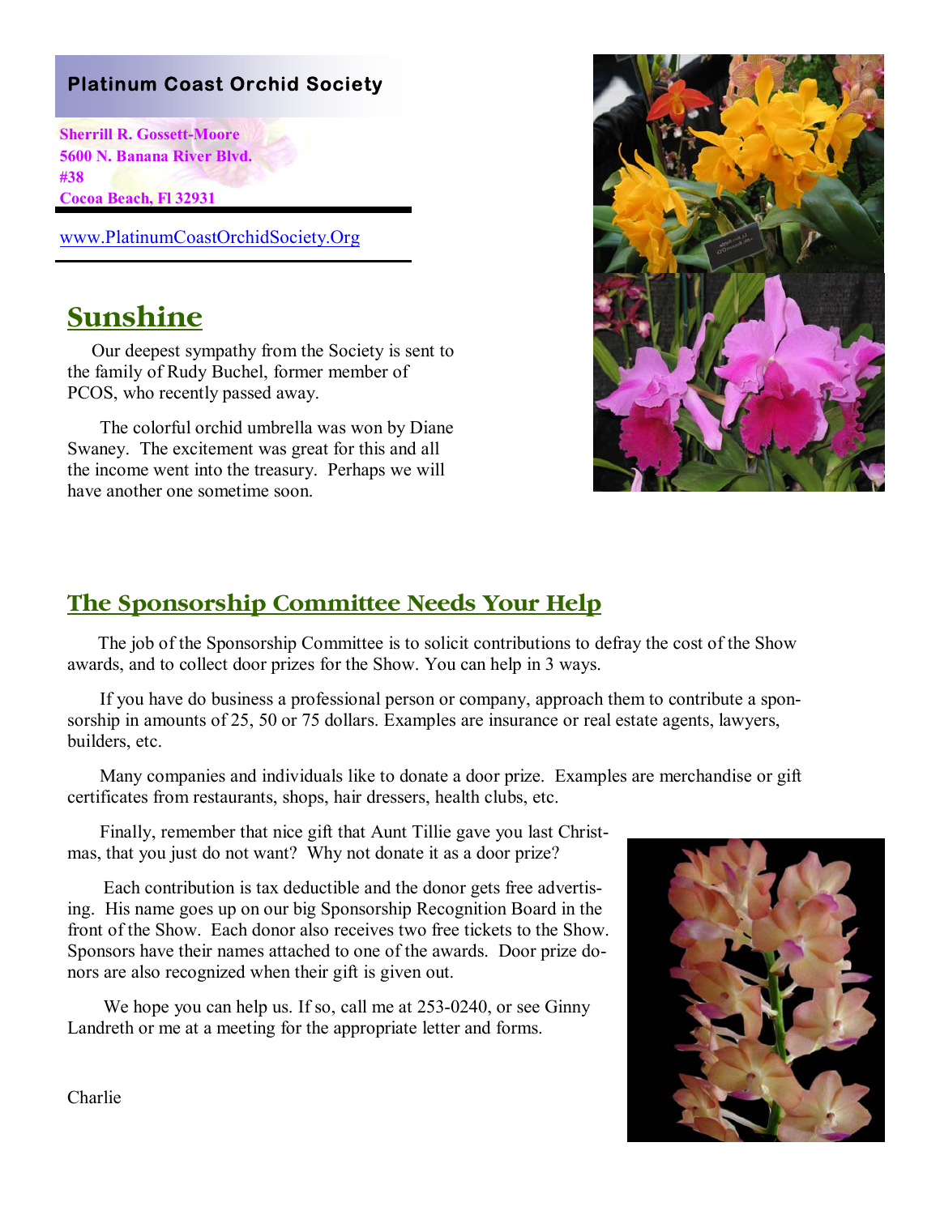**Platinum Coast Orchid Society**

**Sherrill R. Gossett-Moore**
**5600 N. Banana River Blvd.**
**#38**
**Cocoa Beach, Fl 32931**

www.PlatinumCoastOrchidSociety.Org

## Sunshine

Our deepest sympathy from the Society is sent to the family of Rudy Buchel, former member of PCOS, who recently passed away.

The colorful orchid umbrella was won by Diane Swaney. The excitement was great for this and all the income went into the treasury. Perhaps we will have another one sometime soon.

## The Sponsorship Committee Needs Your Help

The job of the Sponsorship Committee is to solicit contributions to defray the cost of the Show awards, and to collect door prizes for the Show. You can help in 3 ways.

If you have do business a professional person or company, approach them to contribute a sponsorship in amounts of 25, 50 or 75 dollars. Examples are insurance or real estate agents, lawyers, builders, etc.

Many companies and individuals like to donate a door prize. Examples are merchandise or gift certificates from restaurants, shops, hair dressers, health clubs, etc.

Finally, remember that nice gift that Aunt Tillie gave you last Christmas, that you just do not want? Why not donate it as a door prize?

Each contribution is tax deductible and the donor gets free advertising. His name goes up on our big Sponsorship Recognition Board in the front of the Show. Each donor also receives two free tickets to the Show. Sponsors have their names attached to one of the awards. Door prize donors are also recognized when their gift is given out.

We hope you can help us. If so, call me at 253-0240, or see Ginny Landreth or me at a meeting for the appropriate letter and forms.

Charlie